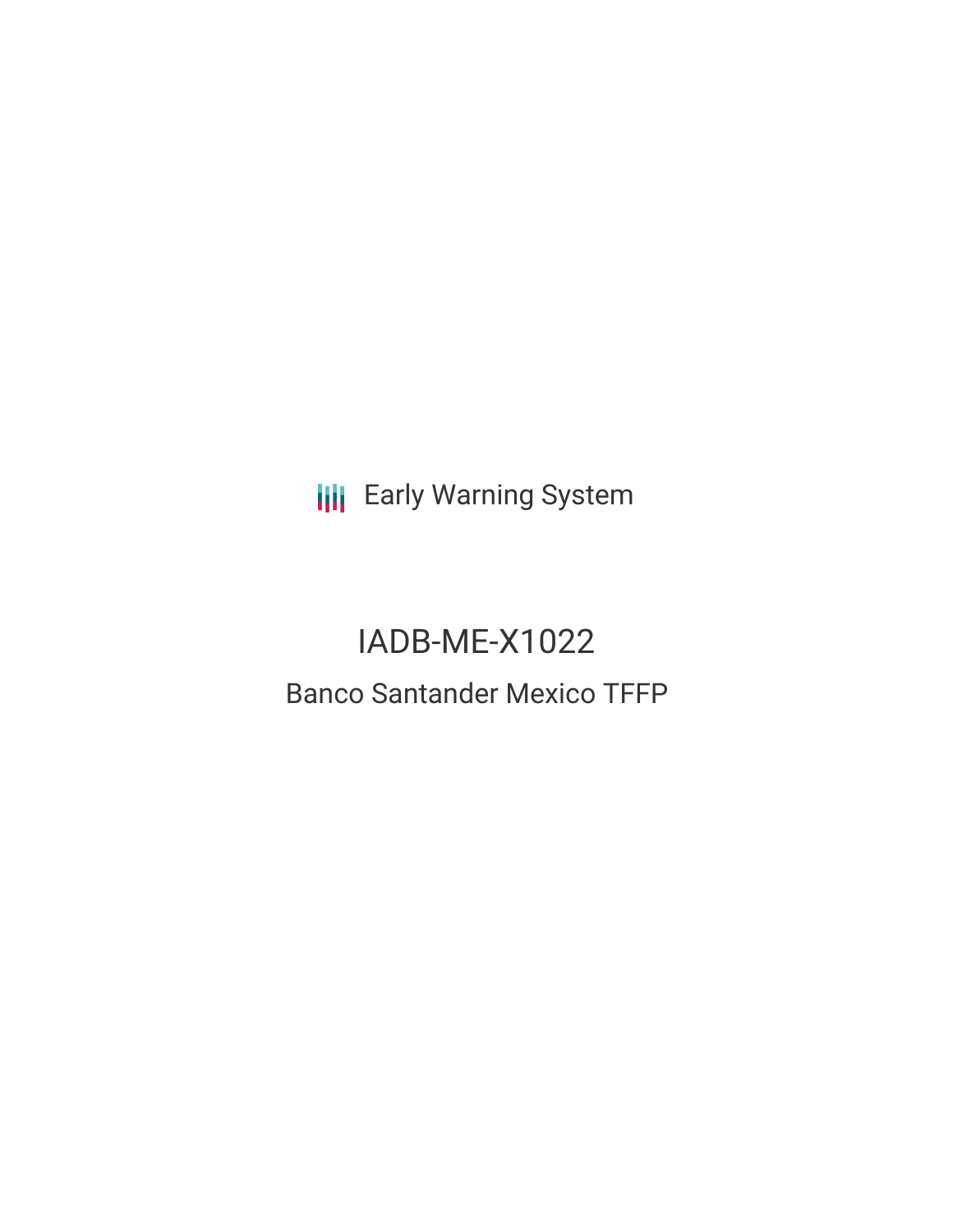Early Warning System

# IADB-ME-X1022

## Banco Santander Mexico TFFP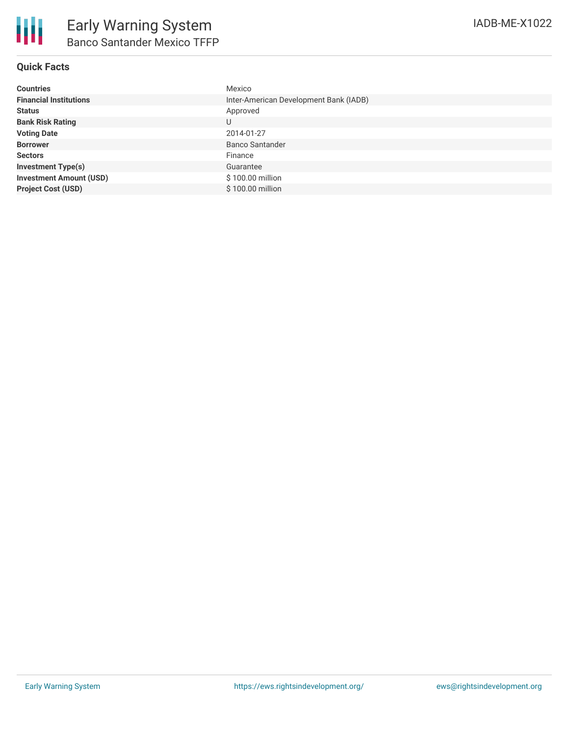# Early Warning System

## Banco Santander Mexico TFFP

IADB-ME-X1022

### Quick Facts

| | |
|---|---|
| **Countries** | Mexico |
| **Financial Institutions** | Inter-American Development Bank (IADB) |
| **Status** | Approved |
| **Bank Risk Rating** | U |
| **Voting Date** | 2014-01-27 |
| **Borrower** | Banco Santander |
| **Sectors** | Finance |
| **Investment Type(s)** | Guarantee |
| **Investment Amount (USD)** | $ 100.00 million |
| **Project Cost (USD)** | $ 100.00 million |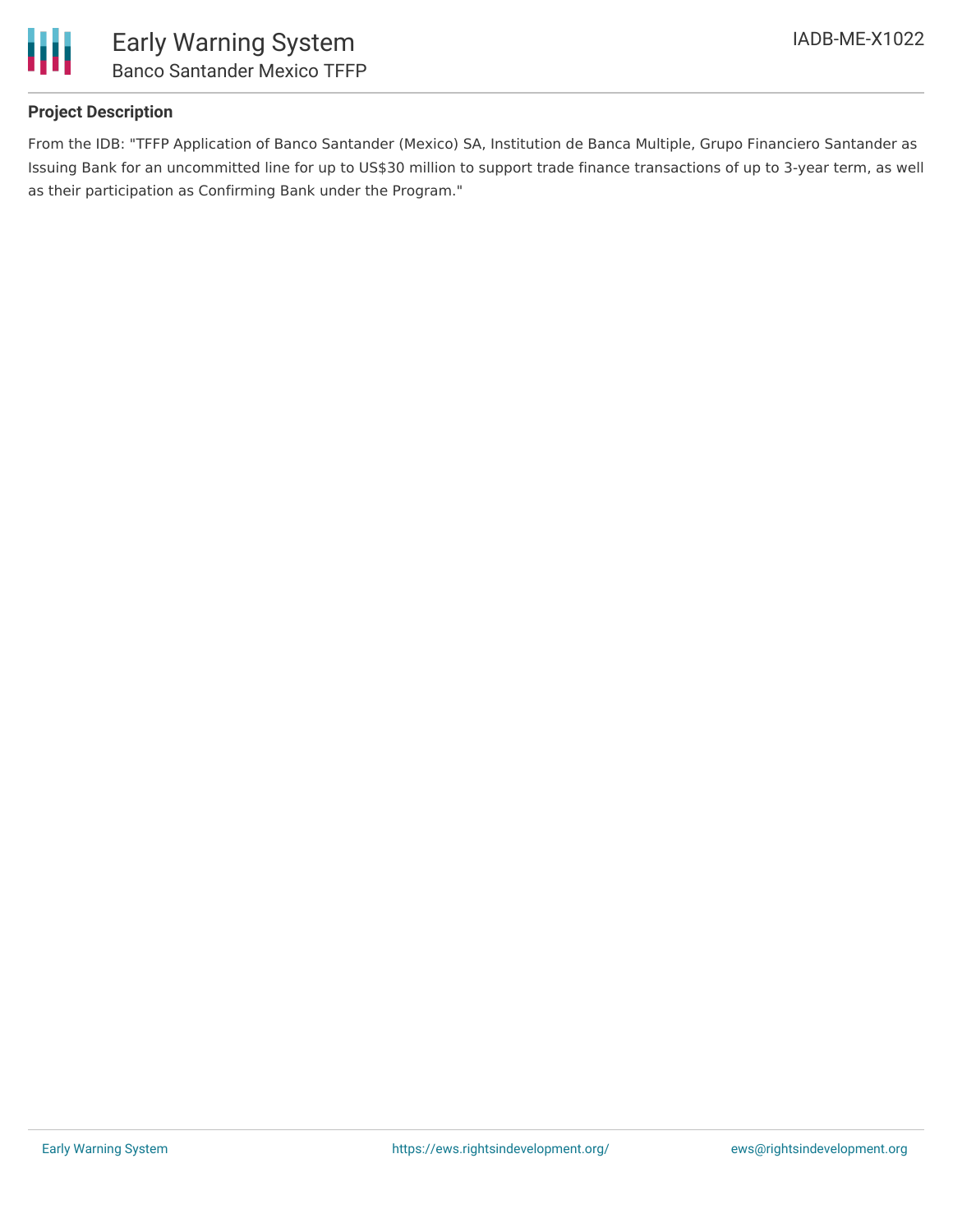## Project Description

From the IDB: "TFFP Application of Banco Santander (Mexico) SA, Institution de Banca Multiple, Grupo Financiero Santander as Issuing Bank for an uncommitted line for up to US$30 million to support trade finance transactions of up to 3-year term, as well as their participation as Confirming Bank under the Program."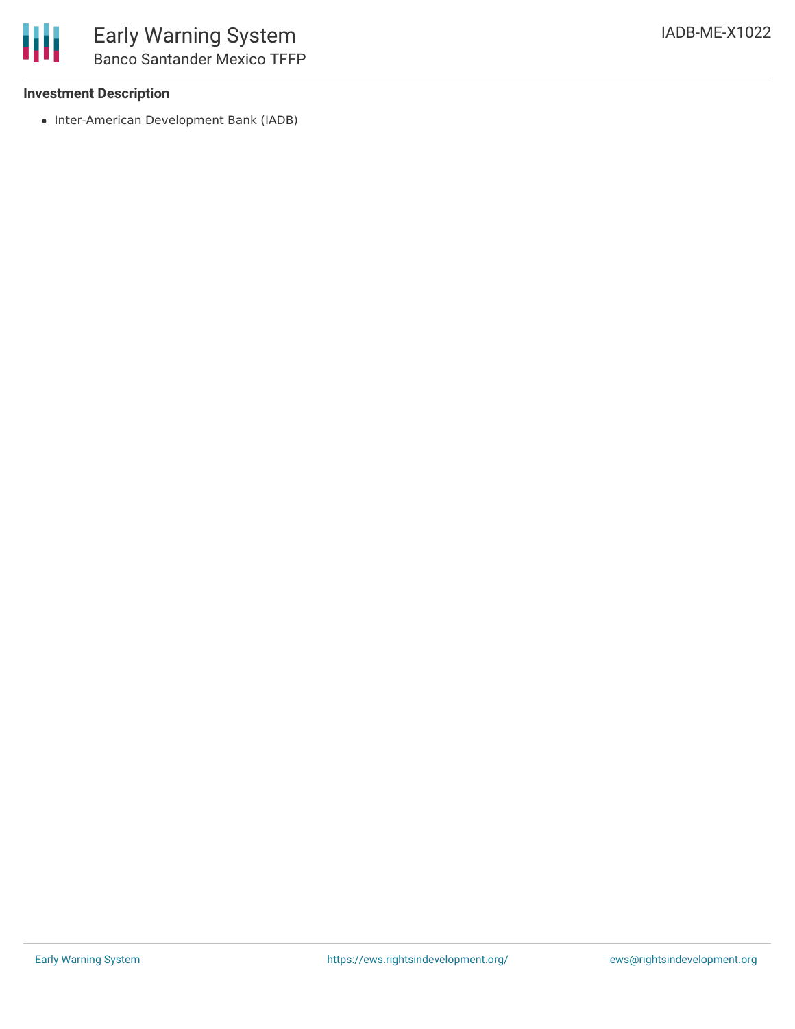### Investment Description

- Inter-American Development Bank (IADB)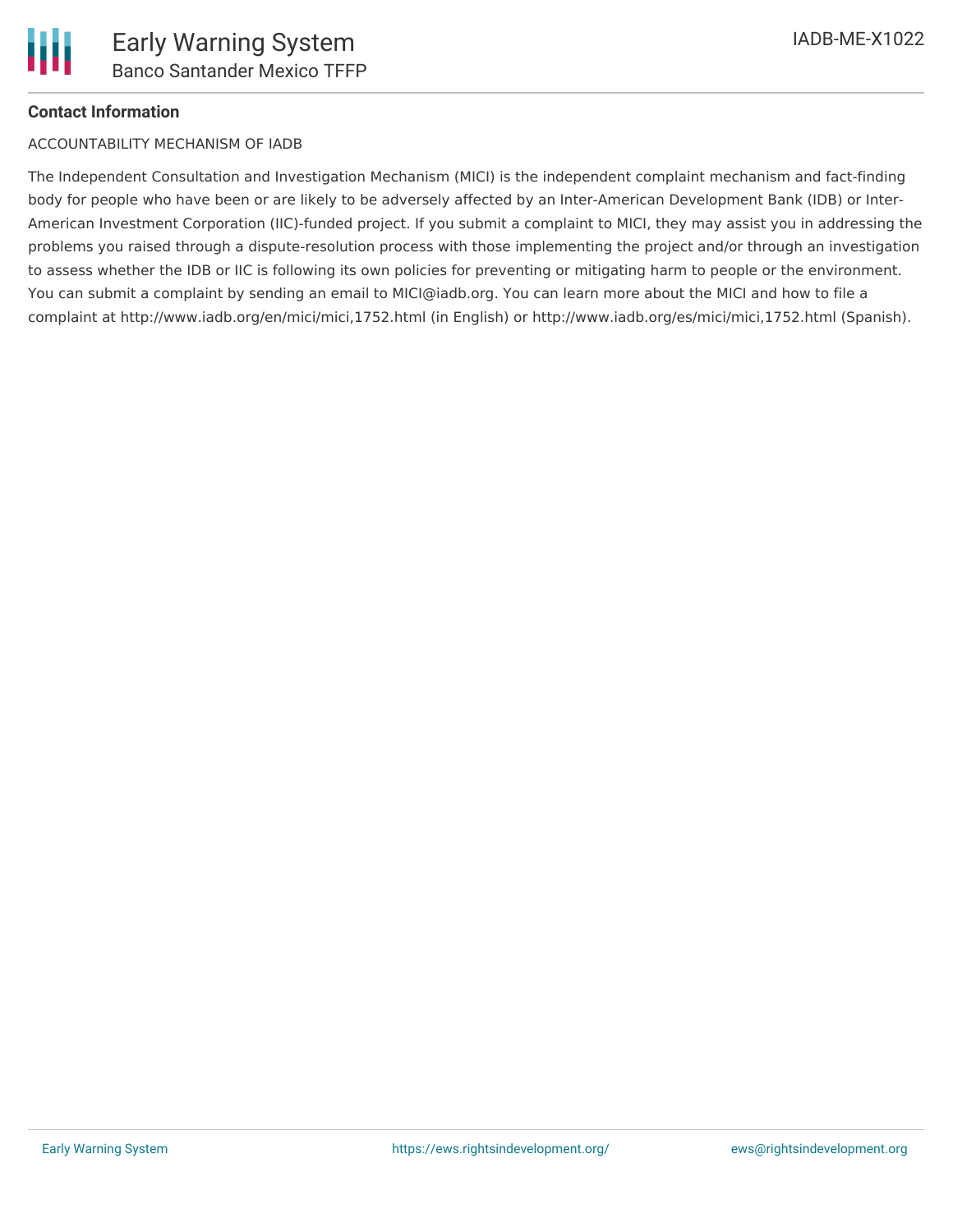**Contact Information**

ACCOUNTABILITY MECHANISM OF IADB

The Independent Consultation and Investigation Mechanism (MICI) is the independent complaint mechanism and fact-finding body for people who have been or are likely to be adversely affected by an Inter-American Development Bank (IDB) or Inter-American Investment Corporation (IIC)-funded project. If you submit a complaint to MICI, they may assist you in addressing the problems you raised through a dispute-resolution process with those implementing the project and/or through an investigation to assess whether the IDB or IIC is following its own policies for preventing or mitigating harm to people or the environment. You can submit a complaint by sending an email to MICI@iadb.org. You can learn more about the MICI and how to file a complaint at http://www.iadb.org/en/mici/mici,1752.html (in English) or http://www.iadb.org/es/mici/mici,1752.html (Spanish).